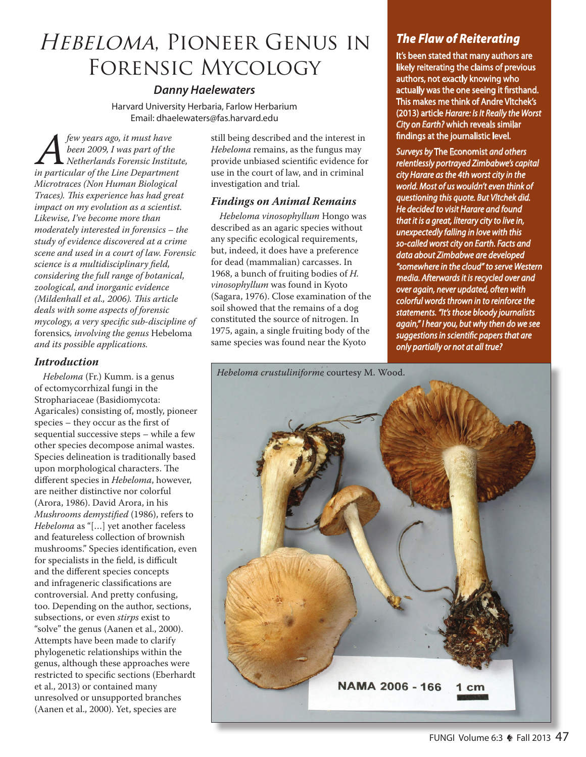# *Hebeloma*, Pioneer Genus in Forensic Mycology

***Danny Haelewaters***

Harvard University Herbaria, Farlow Herbarium
Email: dhaelewaters@fas.harvard.edu

*A few years ago, it must have been 2009, I was part of the Netherlands Forensic Institute, in particular of the Line Department Microtraces (Non Human Biological Traces). This experience has had great impact on my evolution as a scientist. Likewise, I've become more than moderately interested in forensics – the study of evidence discovered at a crime scene and used in a court of law. Forensic science is a multidisciplinary field, considering the full range of botanical, zoological, and inorganic evidence (Mildenhall et al., 2006). This article deals with some aspects of forensic mycology, a very specific sub-discipline of* forensics*, involving the genus* Hebeloma *and its possible applications.*

## *Introduction*

*Hebeloma* (Fr.) Kumm. is a genus of ectomycorrhizal fungi in the Strophariaceae (Basidiomycota: Agaricales) consisting of, mostly, pioneer species – they occur as the first of sequential successive steps – while a few other species decompose animal wastes. Species delineation is traditionally based upon morphological characters. The different species in *Hebeloma*, however, are neither distinctive nor colorful (Arora, 1986). David Arora, in his *Mushrooms demystified* (1986), refers to *Hebeloma* as "[…] yet another faceless and featureless collection of brownish mushrooms." Species identification, even for specialists in the field, is difficult and the different species concepts and infrageneric classifications are controversial. And pretty confusing, too. Depending on the author, sections, subsections, or even *stirps* exist to "solve" the genus (Aanen et al., 2000). Attempts have been made to clarify phylogenetic relationships within the genus, although these approaches were restricted to specific sections (Eberhardt et al., 2013) or contained many unresolved or unsupported branches (Aanen et al., 2000). Yet, species are still being described and the interest in *Hebeloma* remains, as the fungus may provide unbiased scientific evidence for use in the court of law, and in criminal investigation and trial.

## *Findings on Animal Remains*

*Hebeloma vinosophyllum* Hongo was described as an agaric species without any specific ecological requirements, but, indeed, it does have a preference for dead (mammalian) carcasses. In 1968, a bunch of fruiting bodies of *H. vinosophyllum* was found in Kyoto (Sagara, 1976). Close examination of the soil showed that the remains of a dog constituted the source of nitrogen. In 1975, again, a single fruiting body of the same species was found near the Kyoto

### *The Flaw of Reiterating*

**It's been stated that many authors are likely reiterating the claims of previous authors, not exactly knowing who actually was the one seeing it firsthand. This makes me think of Andre Vltchek's (2013) article *Harare: Is It Really the Worst City on Earth?* which reveals similar findings at the journalistic level.**

***Surveys by* The Economist *and others relentlessly portrayed Zimbabwe's capital city Harare as the 4th worst city in the world. Most of us wouldn't even think of questioning this quote. But Vltchek did. He decided to visit Harare and found that it is a great, literary city to live in, unexpectedly falling in love with this so-called worst city on Earth. Facts and data about Zimbabwe are developed "somewhere in the cloud" to serve Western media. Afterwards it is recycled over and over again, never updated, often with colorful words thrown in to reinforce the statements. "It's those bloody journalists again," I hear you, but why then do we see suggestions in scientific papers that are only partially or not at all true?***

*Hebeloma crustuliniforme* courtesy M. Wood.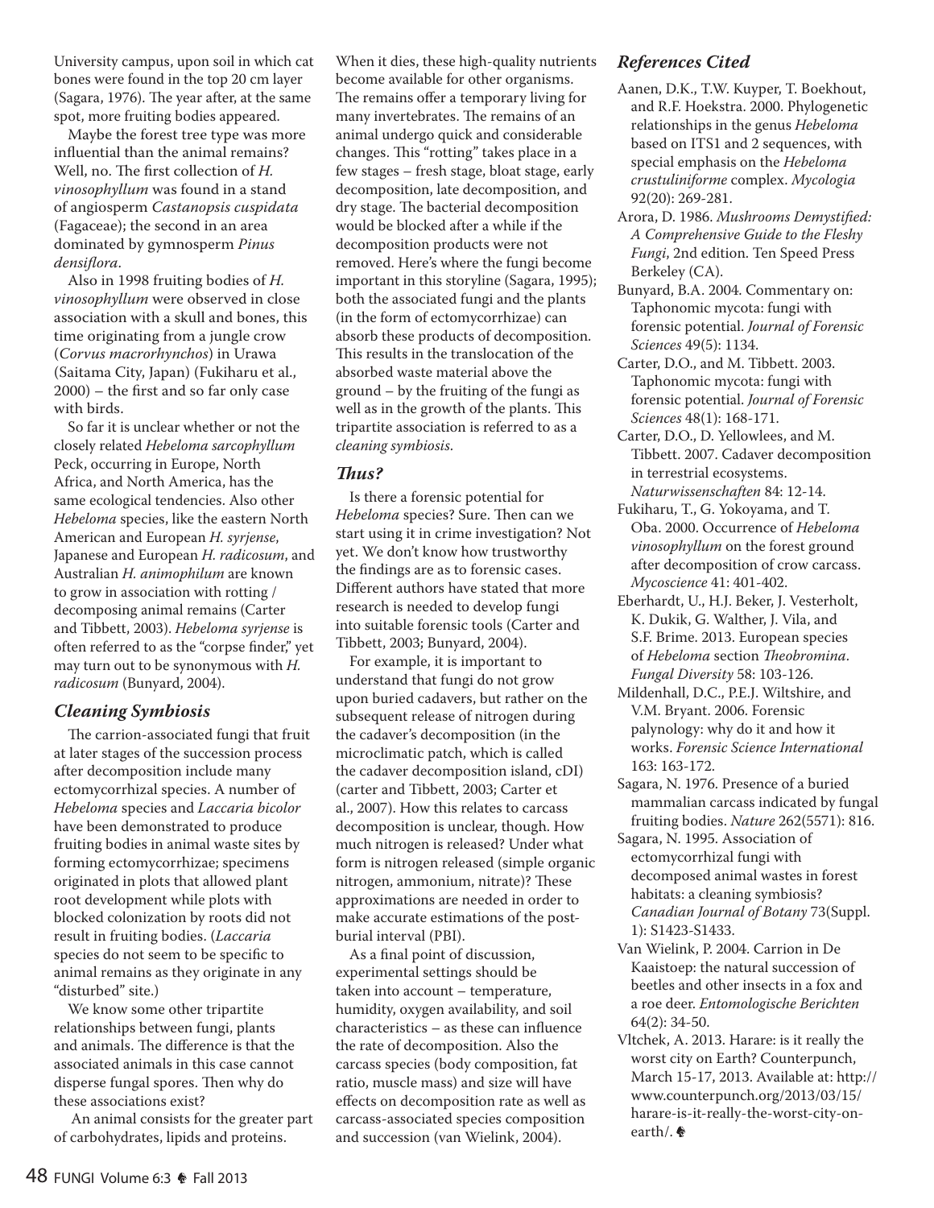University campus, upon soil in which cat bones were found in the top 20 cm layer (Sagara, 1976). The year after, at the same spot, more fruiting bodies appeared.

Maybe the forest tree type was more influential than the animal remains? Well, no. The first collection of *H. vinosophyllum* was found in a stand of angiosperm *Castanopsis cuspidata* (Fagaceae); the second in an area dominated by gymnosperm *Pinus densiflora*.

Also in 1998 fruiting bodies of *H. vinosophyllum* were observed in close association with a skull and bones, this time originating from a jungle crow (*Corvus macrorhynchos*) in Urawa (Saitama City, Japan) (Fukiharu et al., 2000) – the first and so far only case with birds.

So far it is unclear whether or not the closely related *Hebeloma sarcophyllum* Peck, occurring in Europe, North Africa, and North America, has the same ecological tendencies. Also other *Hebeloma* species, like the eastern North American and European *H. syrjense*, Japanese and European *H. radicosum*, and Australian *H. animophilum* are known to grow in association with rotting / decomposing animal remains (Carter and Tibbett, 2003). *Hebeloma syrjense* is often referred to as the "corpse finder," yet may turn out to be synonymous with *H. radicosum* (Bunyard, 2004).

## Cleaning Symbiosis

The carrion-associated fungi that fruit at later stages of the succession process after decomposition include many ectomycorrhizal species. A number of *Hebeloma* species and *Laccaria bicolor* have been demonstrated to produce fruiting bodies in animal waste sites by forming ectomycorrhizae; specimens originated in plots that allowed plant root development while plots with blocked colonization by roots did not result in fruiting bodies. (*Laccaria* species do not seem to be specific to animal remains as they originate in any "disturbed" site.)

We know some other tripartite relationships between fungi, plants and animals. The difference is that the associated animals in this case cannot disperse fungal spores. Then why do these associations exist?

An animal consists for the greater part of carbohydrates, lipids and proteins. When it dies, these high-quality nutrients become available for other organisms. The remains offer a temporary living for many invertebrates. The remains of an animal undergo quick and considerable changes. This "rotting" takes place in a few stages – fresh stage, bloat stage, early decomposition, late decomposition, and dry stage. The bacterial decomposition would be blocked after a while if the decomposition products were not removed. Here's where the fungi become important in this storyline (Sagara, 1995); both the associated fungi and the plants (in the form of ectomycorrhizae) can absorb these products of decomposition. This results in the translocation of the absorbed waste material above the ground – by the fruiting of the fungi as well as in the growth of the plants. This tripartite association is referred to as a *cleaning symbiosis*.

## Thus?

Is there a forensic potential for *Hebeloma* species? Sure. Then can we start using it in crime investigation? Not yet. We don't know how trustworthy the findings are as to forensic cases. Different authors have stated that more research is needed to develop fungi into suitable forensic tools (Carter and Tibbett, 2003; Bunyard, 2004).

For example, it is important to understand that fungi do not grow upon buried cadavers, but rather on the subsequent release of nitrogen during the cadaver's decomposition (in the microclimatic patch, which is called the cadaver decomposition island, cDI) (carter and Tibbett, 2003; Carter et al., 2007). How this relates to carcass decomposition is unclear, though. How much nitrogen is released? Under what form is nitrogen released (simple organic nitrogen, ammonium, nitrate)? These approximations are needed in order to make accurate estimations of the post-burial interval (PBI).

As a final point of discussion, experimental settings should be taken into account – temperature, humidity, oxygen availability, and soil characteristics – as these can influence the rate of decomposition. Also the carcass species (body composition, fat ratio, muscle mass) and size will have effects on decomposition rate as well as carcass-associated species composition and succession (van Wielink, 2004).

## References Cited

Aanen, D.K., T.W. Kuyper, T. Boekhout, and R.F. Hoekstra. 2000. Phylogenetic relationships in the genus *Hebeloma* based on ITS1 and 2 sequences, with special emphasis on the *Hebeloma crustuliniforme* complex. *Mycologia* 92(20): 269-281.

Arora, D. 1986. *Mushrooms Demystified: A Comprehensive Guide to the Fleshy Fungi*, 2nd edition. Ten Speed Press Berkeley (CA).

Bunyard, B.A. 2004. Commentary on: Taphonomic mycota: fungi with forensic potential. *Journal of Forensic Sciences* 49(5): 1134.

Carter, D.O., and M. Tibbett. 2003. Taphonomic mycota: fungi with forensic potential. *Journal of Forensic Sciences* 48(1): 168-171.

Carter, D.O., D. Yellowlees, and M. Tibbett. 2007. Cadaver decomposition in terrestrial ecosystems. *Naturwissenschaften* 84: 12-14.

Fukiharu, T., G. Yokoyama, and T. Oba. 2000. Occurrence of *Hebeloma vinosophyllum* on the forest ground after decomposition of crow carcass. *Mycoscience* 41: 401-402.

Eberhardt, U., H.J. Beker, J. Vesterholt, K. Dukik, G. Walther, J. Vila, and S.F. Brime. 2013. European species of *Hebeloma* section *Theobromina*. *Fungal Diversity* 58: 103-126.

Mildenhall, D.C., P.E.J. Wiltshire, and V.M. Bryant. 2006. Forensic palynology: why do it and how it works. *Forensic Science International* 163: 163-172.

Sagara, N. 1976. Presence of a buried mammalian carcass indicated by fungal fruiting bodies. *Nature* 262(5571): 816.

Sagara, N. 1995. Association of ectomycorrhizal fungi with decomposed animal wastes in forest habitats: a cleaning symbiosis? *Canadian Journal of Botany* 73(Suppl. 1): S1423-S1433.

Van Wielink, P. 2004. Carrion in De Kaaistoep: the natural succession of beetles and other insects in a fox and a roe deer. *Entomologische Berichten* 64(2): 34-50.

Vltchek, A. 2013. Harare: is it really the worst city on Earth? Counterpunch, March 15-17, 2013. Available at: http://www.counterpunch.org/2013/03/15/harare-is-it-really-the-worst-city-on-earth/.